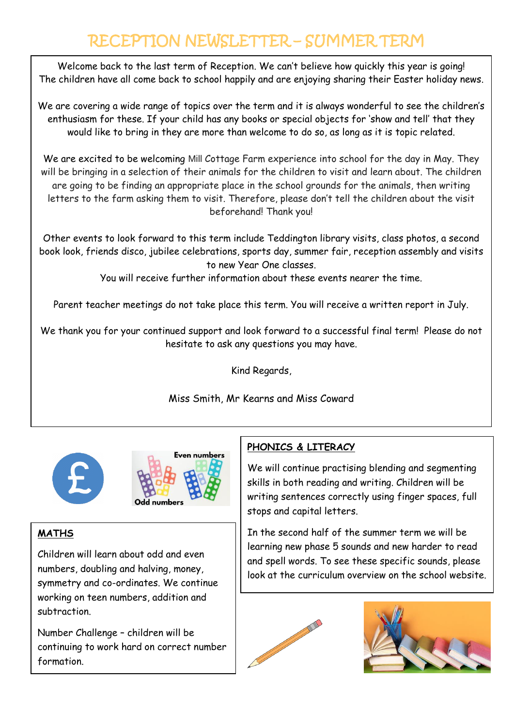# RECEPTION NEWSLETTER – SUMMER TERM

Welcome back to the last term of Reception. We can't believe how quickly this year is going! The children have all come back to school happily and are enjoying sharing their Easter holiday news.

We are covering a wide range of topics over the term and it is always wonderful to see the children's enthusiasm for these. If your child has any books or special objects for 'show and tell' that they would like to bring in they are more than welcome to do so, as long as it is topic related.

We are excited to be welcoming Mill Cottage Farm experience into school for the day in May. They will be bringing in a selection of their animals for the children to visit and learn about. The children are going to be finding an appropriate place in the school grounds for the animals, then writing letters to the farm asking them to visit. Therefore, please don't tell the children about the visit beforehand! Thank you!

Other events to look forward to this term include Teddington library visits, class photos, a second book look, friends disco, jubilee celebrations, sports day, summer fair, reception assembly and visits to new Year One classes.
You will receive further information about these events nearer the time.

Parent teacher meetings do not take place this term. You will receive a written report in July.

We thank you for your continued support and look forward to a successful final term! Please do not hesitate to ask any questions you may have.

Kind Regards,

Miss Smith, Mr Kearns and Miss Coward

## MATHS

Children will learn about odd and even numbers, doubling and halving, money, symmetry and co-ordinates. We continue working on teen numbers, addition and subtraction.

Number Challenge – children will be continuing to work hard on correct number formation.

## PHONICS & LITERACY

We will continue practising blending and segmenting skills in both reading and writing. Children will be writing sentences correctly using finger spaces, full stops and capital letters.

In the second half of the summer term we will be learning new phase 5 sounds and new harder to read and spell words. To see these specific sounds, please look at the curriculum overview on the school website.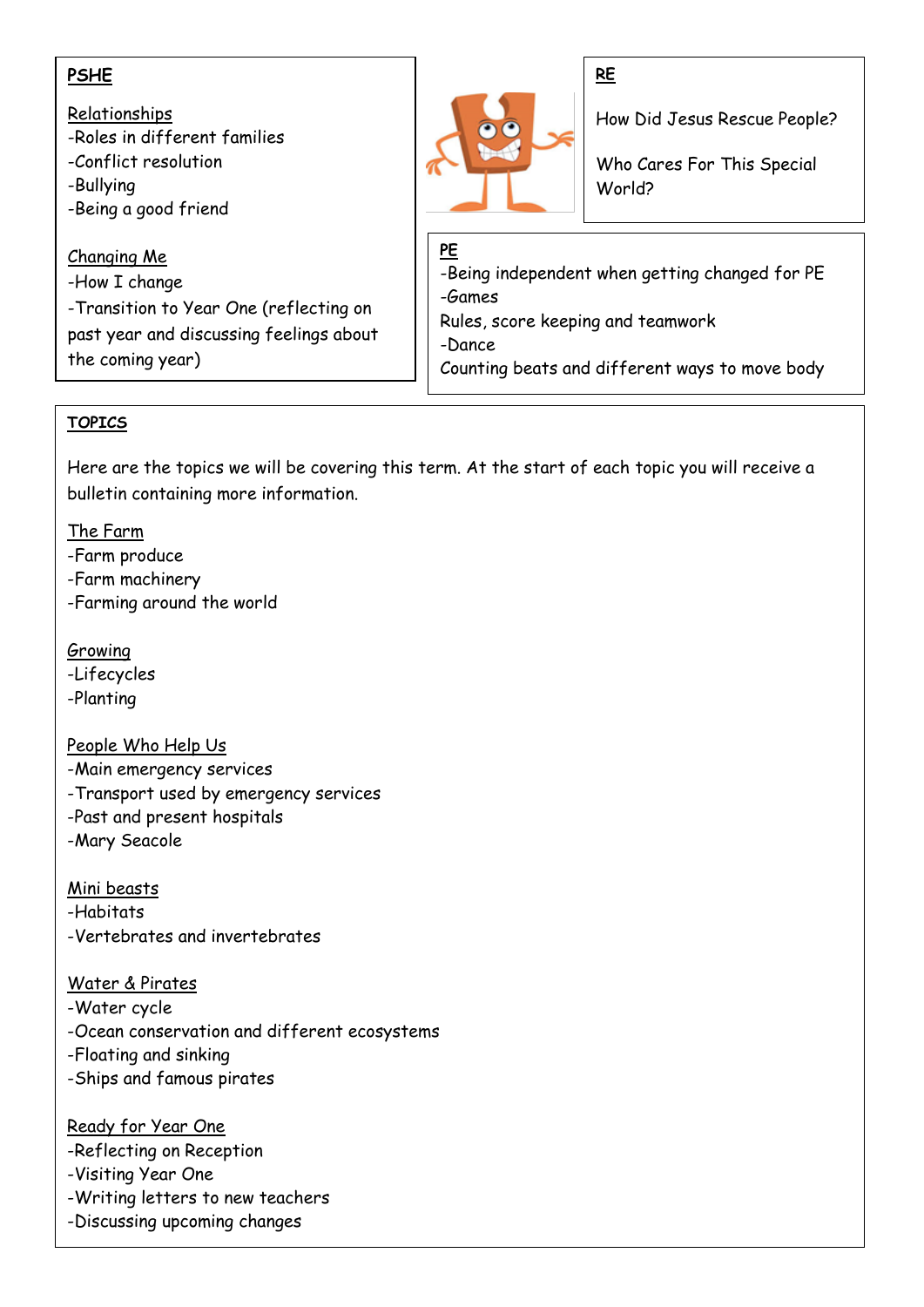## PSHE

Relationships
- Roles in different families
- Conflict resolution
- Bullying
- Being a good friend

Changing Me
- How I change
- Transition to Year One (reflecting on past year and discussing feelings about the coming year)

## RE

How Did Jesus Rescue People?

Who Cares For This Special World?

## PE

- Being independent when getting changed for PE
- Games

Rules, score keeping and teamwork

- Dance

Counting beats and different ways to move body

## TOPICS

Here are the topics we will be covering this term. At the start of each topic you will receive a bulletin containing more information.

The Farm
- Farm produce
- Farm machinery
- Farming around the world

Growing
- Lifecycles
- Planting

People Who Help Us
- Main emergency services
- Transport used by emergency services
- Past and present hospitals
- Mary Seacole

Mini beasts
- Habitats
- Vertebrates and invertebrates

Water & Pirates
- Water cycle
- Ocean conservation and different ecosystems
- Floating and sinking
- Ships and famous pirates

Ready for Year One
- Reflecting on Reception
- Visiting Year One
- Writing letters to new teachers
- Discussing upcoming changes